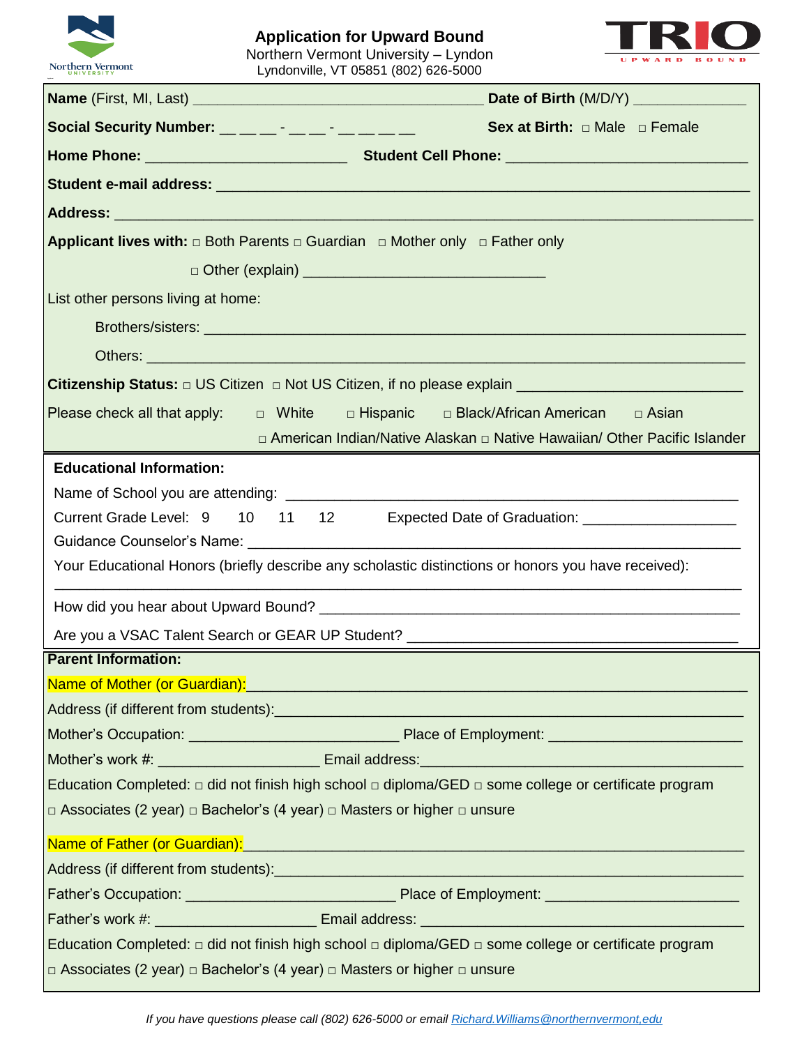# Application for Upward Bound

Northern Vermont University – Lyndon
Lyndonville, VT 05851 (802) 626-5000

**Name** (First, MI, Last) ___________________________________ **Date of Birth** (M/D/Y) _____________

**Social Security Number:** __ __ __ - __ __ - __ __ __ __ **Sex at Birth:** □ Male □ Female

**Home Phone:** ________________________ **Student Cell Phone:** ____________________________

**Student e-mail address:** ______________________________________________________________

**Address:** _________________________________________________________________________

**Applicant lives with:** □ Both Parents □ Guardian □ Mother only □ Father only

□ Other (explain) _____________________________

List other persons living at home:

Brothers/sisters: _________________________________________________________________

Others: _______________________________________________________________________

**Citizenship Status:** □ US Citizen □ Not US Citizen, if no please explain _______________________

Please check all that apply: □ White □ Hispanic □ Black/African American □ Asian □ American Indian/Native Alaskan □ Native Hawaiian/ Other Pacific Islander

## Educational Information:

Name of School you are attending: ____________________________________________________

Current Grade Level: 9 10 11 12 Expected Date of Graduation: __________________

Guidance Counselor's Name: _________________________________________________________

Your Educational Honors (briefly describe any scholastic distinctions or honors you have received):

_____________________________________________________________________________

How did you hear about Upward Bound? _________________________________________________

Are you a VSAC Talent Search or GEAR UP Student? _______________________________________

## Parent Information:

Name of Mother (or Guardian):_________________________________________________________

Address (if different from students):____________________________________________________

Mother's Occupation: _________________________ Place of Employment: _______________________

Mother's work #: ___________________ Email address:_____________________________________

Education Completed: □ did not finish high school □ diploma/GED □ some college or certificate program □ Associates (2 year) □ Bachelor's (4 year) □ Masters or higher □ unsure

Name of Father (or Guardian):__________________________________________________________

Address (if different from students):____________________________________________________

Father's Occupation: _________________________ Place of Employment: _______________________

Father's work #: ___________________ Email address: _____________________________________

Education Completed: □ did not finish high school □ diploma/GED □ some college or certificate program □ Associates (2 year) □ Bachelor's (4 year) □ Masters or higher □ unsure

*If you have questions please call (802) 626-5000 or email Richard.Williams@northernvermont,edu*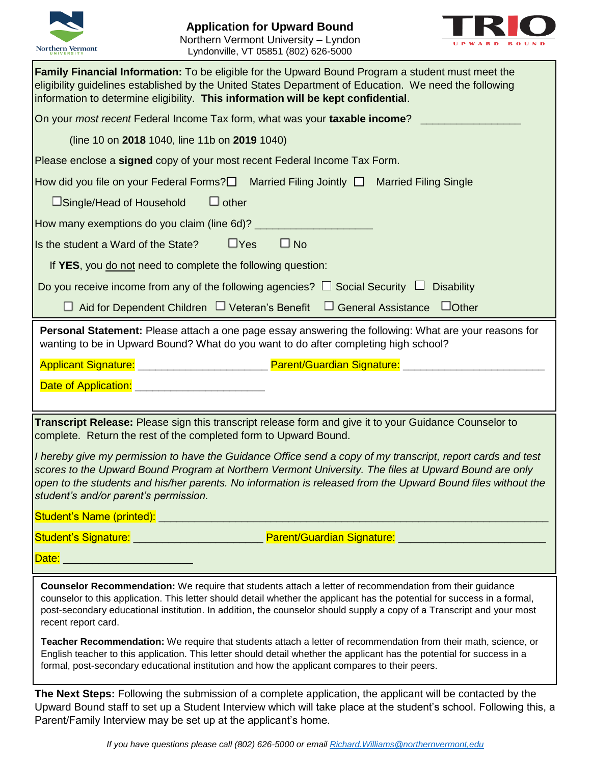# Application for Upward Bound

Northern Vermont University – Lyndon
Lyndonville, VT 05851 (802) 626-5000

**Family Financial Information:** To be eligible for the Upward Bound Program a student must meet the eligibility guidelines established by the United States Department of Education. We need the following information to determine eligibility. **This information will be kept confidential**.

On your *most recent* Federal Income Tax form, what was your **taxable income**? ________________

(line 10 on **2018** 1040, line 11b on **2019** 1040)

Please enclose a **signed** copy of your most recent Federal Income Tax Form.

How did you file on your Federal Forms? ☐ Married Filing Jointly ☐ Married Filing Single

☐ Single/Head of Household ☐ other

How many exemptions do you claim (line 6d)? ___________________

Is the student a Ward of the State? ☐ Yes ☐ No

If **YES**, you do not need to complete the following question:

Do you receive income from any of the following agencies? ☐ Social Security ☐ Disability

☐ Aid for Dependent Children ☐ Veteran's Benefit ☐ General Assistance ☐ Other

**Personal Statement:** Please attach a one page essay answering the following: What are your reasons for wanting to be in Upward Bound? What do you want to do after completing high school?

Applicant Signature: _____________________ Parent/Guardian Signature: _______________________

Date of Application: _____________________

**Transcript Release:** Please sign this transcript release form and give it to your Guidance Counselor to complete. Return the rest of the completed form to Upward Bound.

*I hereby give my permission to have the Guidance Office send a copy of my transcript, report cards and test scores to the Upward Bound Program at Northern Vermont University. The files at Upward Bound are only open to the students and his/her parents. No information is released from the Upward Bound files without the student's and/or parent's permission.*

Student's Name (printed): ________________________________________________________________

Student's Signature: _____________________ Parent/Guardian Signature: ________________________

Date: _____________________

**Counselor Recommendation:** We require that students attach a letter of recommendation from their guidance counselor to this application. This letter should detail whether the applicant has the potential for success in a formal, post-secondary educational institution. In addition, the counselor should supply a copy of a Transcript and your most recent report card.

**Teacher Recommendation:** We require that students attach a letter of recommendation from their math, science, or English teacher to this application. This letter should detail whether the applicant has the potential for success in a formal, post-secondary educational institution and how the applicant compares to their peers.

**The Next Steps:** Following the submission of a complete application, the applicant will be contacted by the Upward Bound staff to set up a Student Interview which will take place at the student's school. Following this, a Parent/Family Interview may be set up at the applicant's home.

*If you have questions please call (802) 626-5000 or email Richard.Williams@northernvermont,edu*